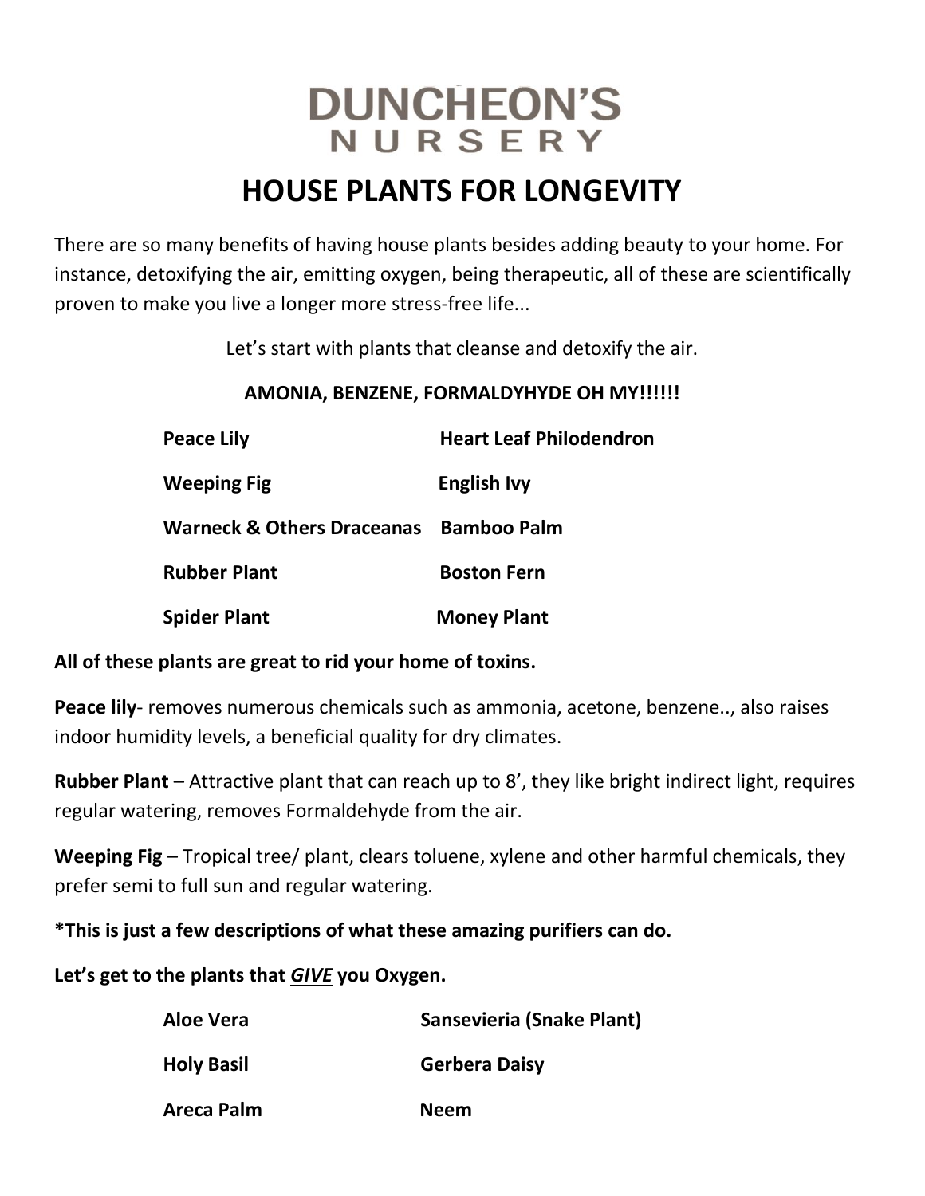# DUNCHEON'S NURSERY

## HOUSE PLANTS FOR LONGEVITY

There are so many benefits of having house plants besides adding beauty to your home. For instance, detoxifying the air, emitting oxygen, being therapeutic, all of these are scientifically proven to make you live a longer more stress-free life...

Let's start with plants that cleanse and detoxify the air.

**AMONIA, BENZENE, FORMALDYHYDE OH MY!!!!!!**

| | |
|---|---|
| **Peace Lily** | **Heart Leaf Philodendron** |
| **Weeping Fig** | **English Ivy** |
| **Warneck & Others Draceanas** | **Bamboo Palm** |
| **Rubber Plant** | **Boston Fern** |
| **Spider Plant** | **Money Plant** |

**All of these plants are great to rid your home of toxins.**

**Peace lily**- removes numerous chemicals such as ammonia, acetone, benzene.., also raises indoor humidity levels, a beneficial quality for dry climates.

**Rubber Plant** – Attractive plant that can reach up to 8', they like bright indirect light, requires regular watering, removes Formaldehyde from the air.

**Weeping Fig** – Tropical tree/ plant, clears toluene, xylene and other harmful chemicals, they prefer semi to full sun and regular watering.

**\*This is just a few descriptions of what these amazing purifiers can do.**

**Let's get to the plants that *GIVE* you Oxygen.**

| | |
|---|---|
| **Aloe Vera** | **Sansevieria (Snake Plant)** |
| **Holy Basil** | **Gerbera Daisy** |
| **Areca Palm** | **Neem** |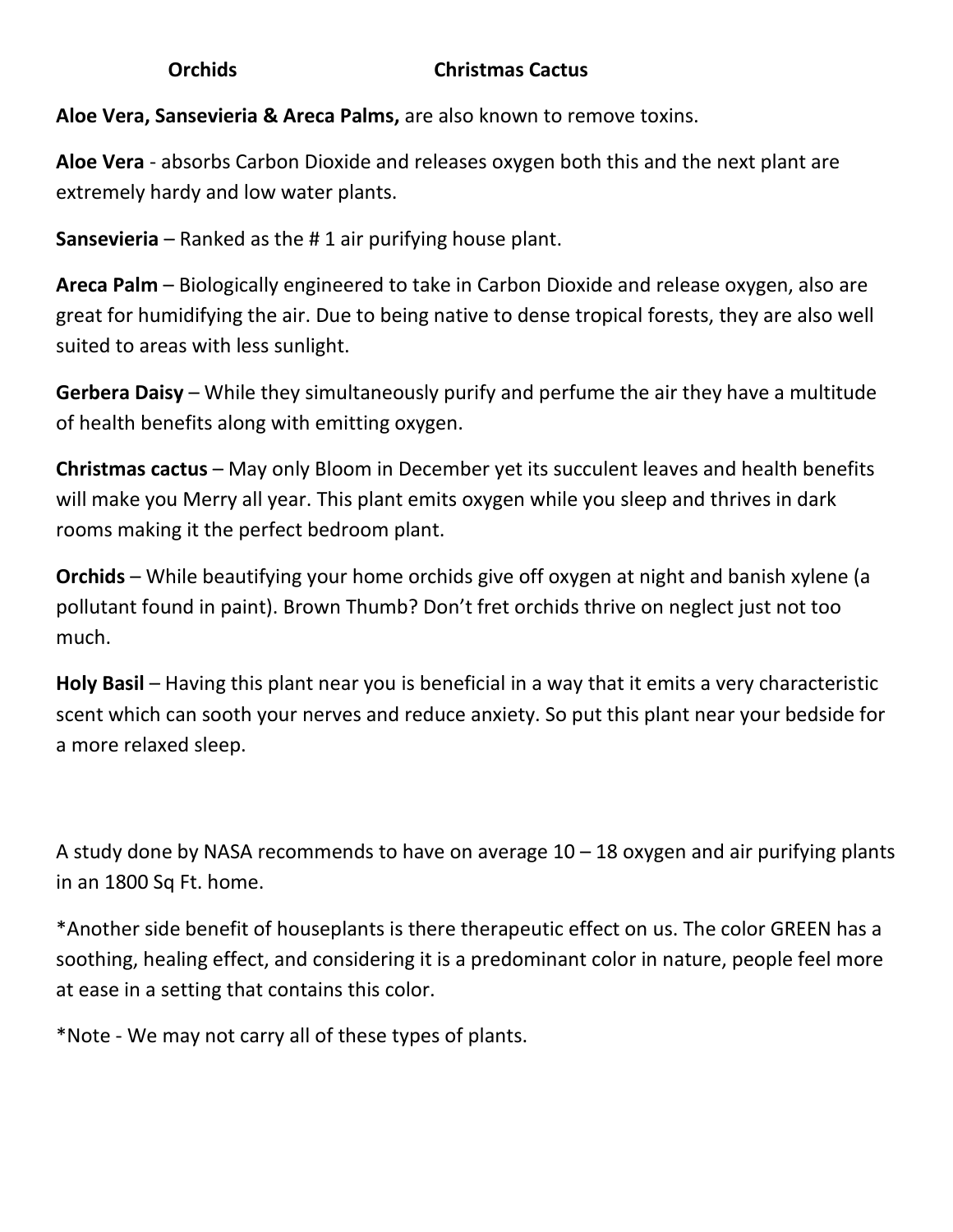**Orchids** **Christmas Cactus**

**Aloe Vera, Sansevieria & Areca Palms,** are also known to remove toxins.

**Aloe Vera** - absorbs Carbon Dioxide and releases oxygen both this and the next plant are extremely hardy and low water plants.

**Sansevieria** – Ranked as the # 1 air purifying house plant.

**Areca Palm** – Biologically engineered to take in Carbon Dioxide and release oxygen, also are great for humidifying the air. Due to being native to dense tropical forests, they are also well suited to areas with less sunlight.

**Gerbera Daisy** – While they simultaneously purify and perfume the air they have a multitude of health benefits along with emitting oxygen.

**Christmas cactus** – May only Bloom in December yet its succulent leaves and health benefits will make you Merry all year. This plant emits oxygen while you sleep and thrives in dark rooms making it the perfect bedroom plant.

**Orchids** – While beautifying your home orchids give off oxygen at night and banish xylene (a pollutant found in paint). Brown Thumb? Don't fret orchids thrive on neglect just not too much.

**Holy Basil** – Having this plant near you is beneficial in a way that it emits a very characteristic scent which can sooth your nerves and reduce anxiety. So put this plant near your bedside for a more relaxed sleep.

A study done by NASA recommends to have on average 10 – 18 oxygen and air purifying plants in an 1800 Sq Ft. home.

*Another side benefit of houseplants is there therapeutic effect on us. The color GREEN has a soothing, healing effect, and considering it is a predominant color in nature, people feel more at ease in a setting that contains this color.

*Note - We may not carry all of these types of plants.